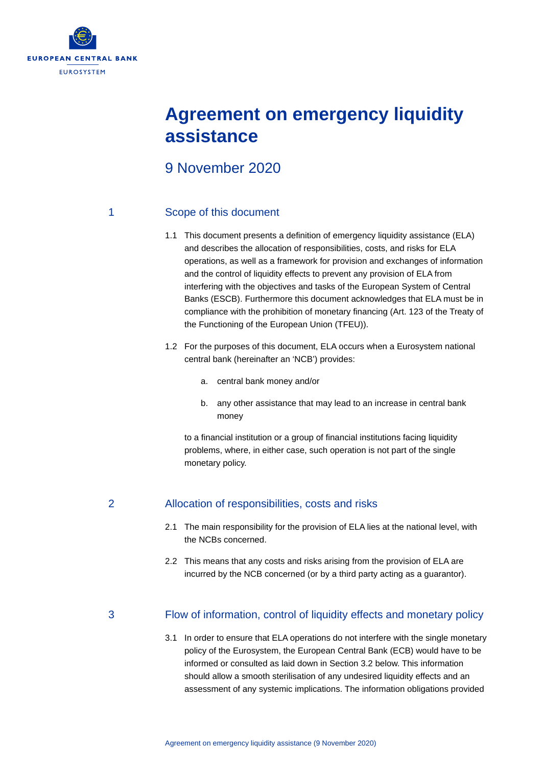EUROPEAN CENTRAL BANK

EUROSYSTEM

# Agreement on emergency liquidity assistance

## 9 November 2020

## 1 Scope of this document

1.1 This document presents a definition of emergency liquidity assistance (ELA) and describes the allocation of responsibilities, costs, and risks for ELA operations, as well as a framework for provision and exchanges of information and the control of liquidity effects to prevent any provision of ELA from interfering with the objectives and tasks of the European System of Central Banks (ESCB). Furthermore this document acknowledges that ELA must be in compliance with the prohibition of monetary financing (Art. 123 of the Treaty of the Functioning of the European Union (TFEU)).

1.2 For the purposes of this document, ELA occurs when a Eurosystem national central bank (hereinafter an 'NCB') provides:

a. central bank money and/or

b. any other assistance that may lead to an increase in central bank money

to a financial institution or a group of financial institutions facing liquidity problems, where, in either case, such operation is not part of the single monetary policy.

## 2 Allocation of responsibilities, costs and risks

2.1 The main responsibility for the provision of ELA lies at the national level, with the NCBs concerned.

2.2 This means that any costs and risks arising from the provision of ELA are incurred by the NCB concerned (or by a third party acting as a guarantor).

## 3 Flow of information, control of liquidity effects and monetary policy

3.1 In order to ensure that ELA operations do not interfere with the single monetary policy of the Eurosystem, the European Central Bank (ECB) would have to be informed or consulted as laid down in Section 3.2 below. This information should allow a smooth sterilisation of any undesired liquidity effects and an assessment of any systemic implications. The information obligations provided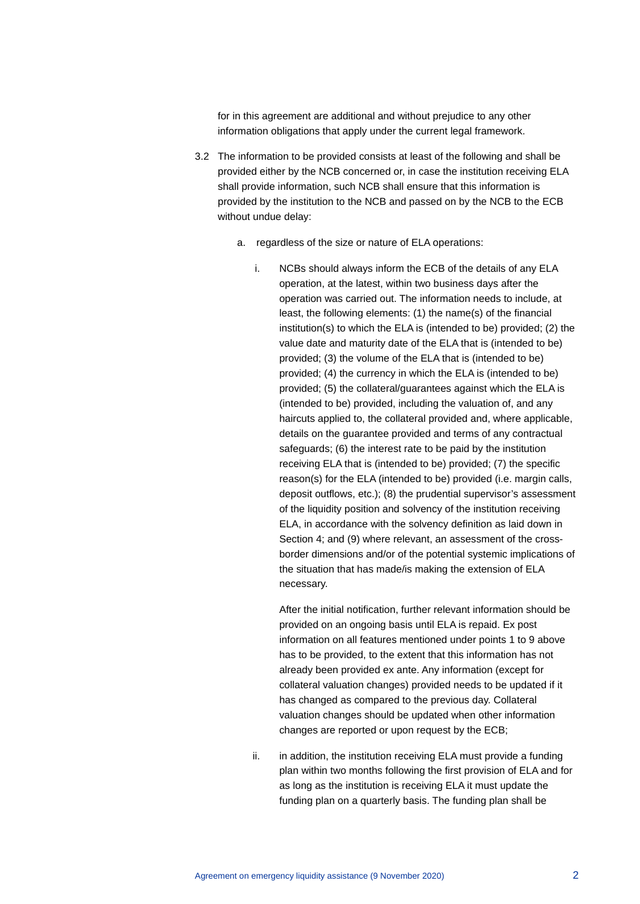for in this agreement are additional and without prejudice to any other information obligations that apply under the current legal framework.

3.2 The information to be provided consists at least of the following and shall be provided either by the NCB concerned or, in case the institution receiving ELA shall provide information, such NCB shall ensure that this information is provided by the institution to the NCB and passed on by the NCB to the ECB without undue delay:

  a. regardless of the size or nature of ELA operations:

    i. NCBs should always inform the ECB of the details of any ELA operation, at the latest, within two business days after the operation was carried out. The information needs to include, at least, the following elements: (1) the name(s) of the financial institution(s) to which the ELA is (intended to be) provided; (2) the value date and maturity date of the ELA that is (intended to be) provided; (3) the volume of the ELA that is (intended to be) provided; (4) the currency in which the ELA is (intended to be) provided; (5) the collateral/guarantees against which the ELA is (intended to be) provided, including the valuation of, and any haircuts applied to, the collateral provided and, where applicable, details on the guarantee provided and terms of any contractual safeguards; (6) the interest rate to be paid by the institution receiving ELA that is (intended to be) provided; (7) the specific reason(s) for the ELA (intended to be) provided (i.e. margin calls, deposit outflows, etc.); (8) the prudential supervisor's assessment of the liquidity position and solvency of the institution receiving ELA, in accordance with the solvency definition as laid down in Section 4; and (9) where relevant, an assessment of the cross-border dimensions and/or of the potential systemic implications of the situation that has made/is making the extension of ELA necessary.

       After the initial notification, further relevant information should be provided on an ongoing basis until ELA is repaid. Ex post information on all features mentioned under points 1 to 9 above has to be provided, to the extent that this information has not already been provided ex ante. Any information (except for collateral valuation changes) provided needs to be updated if it has changed as compared to the previous day. Collateral valuation changes should be updated when other information changes are reported or upon request by the ECB;

    ii. in addition, the institution receiving ELA must provide a funding plan within two months following the first provision of ELA and for as long as the institution is receiving ELA it must update the funding plan on a quarterly basis. The funding plan shall be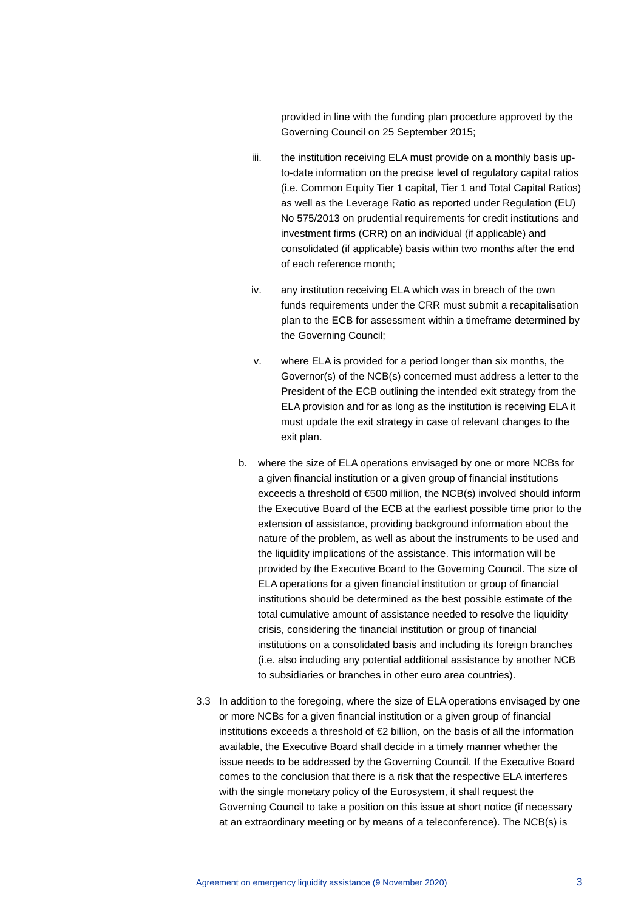provided in line with the funding plan procedure approved by the Governing Council on 25 September 2015;

iii. the institution receiving ELA must provide on a monthly basis up-to-date information on the precise level of regulatory capital ratios (i.e. Common Equity Tier 1 capital, Tier 1 and Total Capital Ratios) as well as the Leverage Ratio as reported under Regulation (EU) No 575/2013 on prudential requirements for credit institutions and investment firms (CRR) on an individual (if applicable) and consolidated (if applicable) basis within two months after the end of each reference month;

iv. any institution receiving ELA which was in breach of the own funds requirements under the CRR must submit a recapitalisation plan to the ECB for assessment within a timeframe determined by the Governing Council;

v. where ELA is provided for a period longer than six months, the Governor(s) of the NCB(s) concerned must address a letter to the President of the ECB outlining the intended exit strategy from the ELA provision and for as long as the institution is receiving ELA it must update the exit strategy in case of relevant changes to the exit plan.

b. where the size of ELA operations envisaged by one or more NCBs for a given financial institution or a given group of financial institutions exceeds a threshold of €500 million, the NCB(s) involved should inform the Executive Board of the ECB at the earliest possible time prior to the extension of assistance, providing background information about the nature of the problem, as well as about the instruments to be used and the liquidity implications of the assistance. This information will be provided by the Executive Board to the Governing Council. The size of ELA operations for a given financial institution or group of financial institutions should be determined as the best possible estimate of the total cumulative amount of assistance needed to resolve the liquidity crisis, considering the financial institution or group of financial institutions on a consolidated basis and including its foreign branches (i.e. also including any potential additional assistance by another NCB to subsidiaries or branches in other euro area countries).

3.3 In addition to the foregoing, where the size of ELA operations envisaged by one or more NCBs for a given financial institution or a given group of financial institutions exceeds a threshold of €2 billion, on the basis of all the information available, the Executive Board shall decide in a timely manner whether the issue needs to be addressed by the Governing Council. If the Executive Board comes to the conclusion that there is a risk that the respective ELA interferes with the single monetary policy of the Eurosystem, it shall request the Governing Council to take a position on this issue at short notice (if necessary at an extraordinary meeting or by means of a teleconference). The NCB(s) is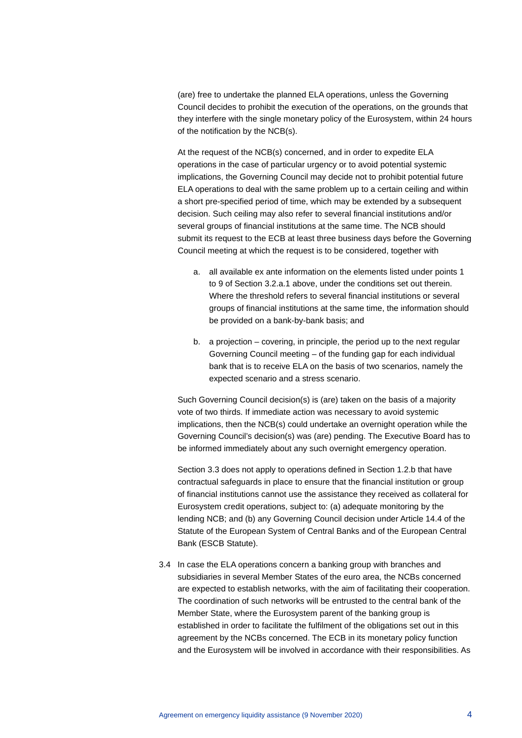(are) free to undertake the planned ELA operations, unless the Governing Council decides to prohibit the execution of the operations, on the grounds that they interfere with the single monetary policy of the Eurosystem, within 24 hours of the notification by the NCB(s).

At the request of the NCB(s) concerned, and in order to expedite ELA operations in the case of particular urgency or to avoid potential systemic implications, the Governing Council may decide not to prohibit potential future ELA operations to deal with the same problem up to a certain ceiling and within a short pre-specified period of time, which may be extended by a subsequent decision. Such ceiling may also refer to several financial institutions and/or several groups of financial institutions at the same time. The NCB should submit its request to the ECB at least three business days before the Governing Council meeting at which the request is to be considered, together with

a. all available ex ante information on the elements listed under points 1 to 9 of Section 3.2.a.1 above, under the conditions set out therein. Where the threshold refers to several financial institutions or several groups of financial institutions at the same time, the information should be provided on a bank-by-bank basis; and

b. a projection – covering, in principle, the period up to the next regular Governing Council meeting – of the funding gap for each individual bank that is to receive ELA on the basis of two scenarios, namely the expected scenario and a stress scenario.

Such Governing Council decision(s) is (are) taken on the basis of a majority vote of two thirds. If immediate action was necessary to avoid systemic implications, then the NCB(s) could undertake an overnight operation while the Governing Council's decision(s) was (are) pending. The Executive Board has to be informed immediately about any such overnight emergency operation.

Section 3.3 does not apply to operations defined in Section 1.2.b that have contractual safeguards in place to ensure that the financial institution or group of financial institutions cannot use the assistance they received as collateral for Eurosystem credit operations, subject to: (a) adequate monitoring by the lending NCB; and (b) any Governing Council decision under Article 14.4 of the Statute of the European System of Central Banks and of the European Central Bank (ESCB Statute).

3.4 In case the ELA operations concern a banking group with branches and subsidiaries in several Member States of the euro area, the NCBs concerned are expected to establish networks, with the aim of facilitating their cooperation. The coordination of such networks will be entrusted to the central bank of the Member State, where the Eurosystem parent of the banking group is established in order to facilitate the fulfilment of the obligations set out in this agreement by the NCBs concerned. The ECB in its monetary policy function and the Eurosystem will be involved in accordance with their responsibilities. As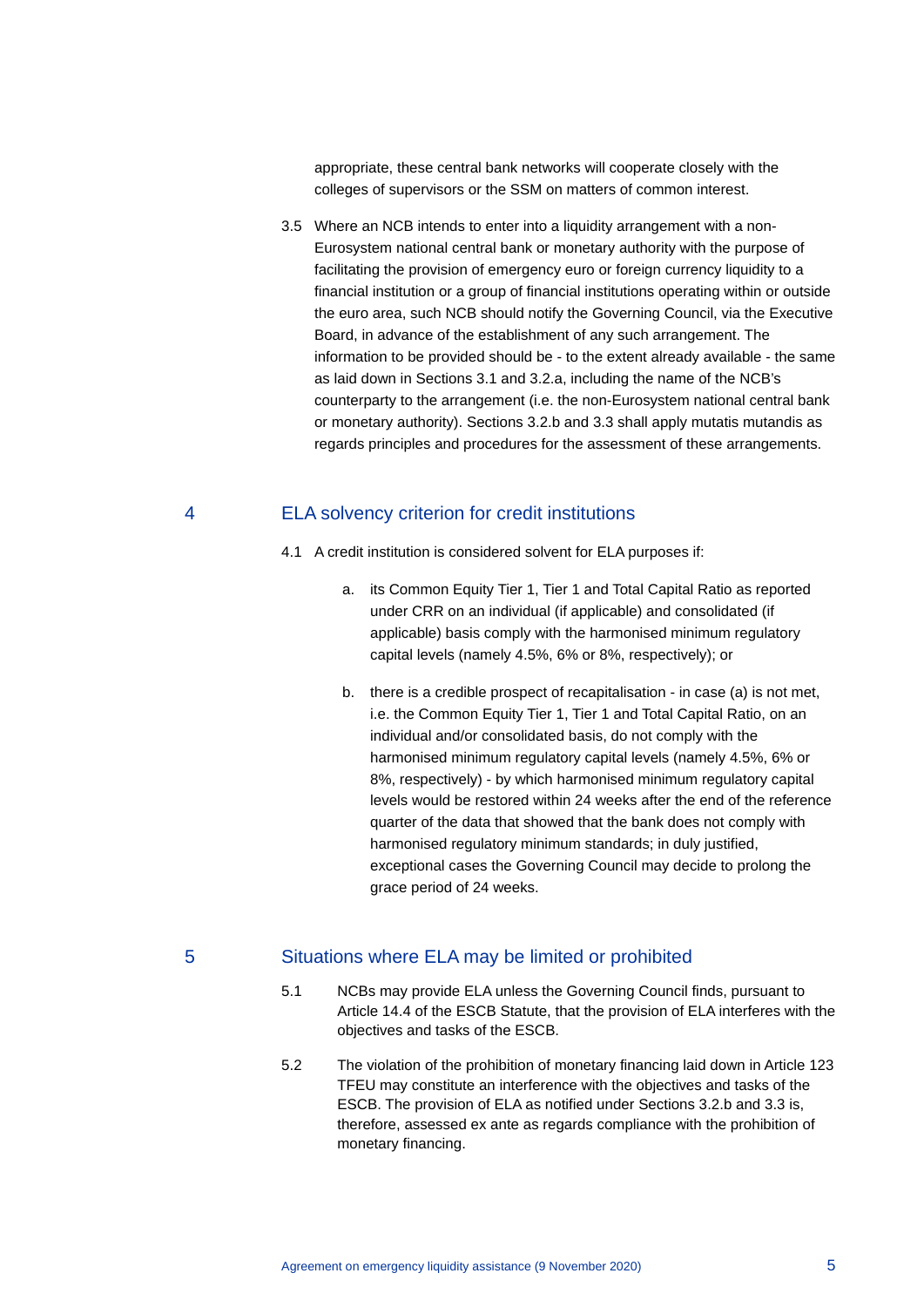appropriate, these central bank networks will cooperate closely with the colleges of supervisors or the SSM on matters of common interest.

3.5 Where an NCB intends to enter into a liquidity arrangement with a non-Eurosystem national central bank or monetary authority with the purpose of facilitating the provision of emergency euro or foreign currency liquidity to a financial institution or a group of financial institutions operating within or outside the euro area, such NCB should notify the Governing Council, via the Executive Board, in advance of the establishment of any such arrangement. The information to be provided should be - to the extent already available - the same as laid down in Sections 3.1 and 3.2.a, including the name of the NCB's counterparty to the arrangement (i.e. the non-Eurosystem national central bank or monetary authority). Sections 3.2.b and 3.3 shall apply mutatis mutandis as regards principles and procedures for the assessment of these arrangements.

## 4 ELA solvency criterion for credit institutions

4.1 A credit institution is considered solvent for ELA purposes if:

a. its Common Equity Tier 1, Tier 1 and Total Capital Ratio as reported under CRR on an individual (if applicable) and consolidated (if applicable) basis comply with the harmonised minimum regulatory capital levels (namely 4.5%, 6% or 8%, respectively); or

b. there is a credible prospect of recapitalisation - in case (a) is not met, i.e. the Common Equity Tier 1, Tier 1 and Total Capital, on an individual and/or consolidated basis, do not comply with the harmonised minimum regulatory capital levels (namely 4.5%, 6% or 8%, respectively) - by which harmonised minimum regulatory capital levels would be restored within 24 weeks after the end of the reference quarter of the data that showed that the bank does not comply with harmonised regulatory minimum standards; in duly justified, exceptional cases the Governing Council may decide to prolong the grace period of 24 weeks.

## 5 Situations where ELA may be limited or prohibited

5.1 NCBs may provide ELA unless the Governing Council finds, pursuant to Article 14.4 of the ESCB Statute, that the provision of ELA interferes with the objectives and tasks of the ESCB.

5.2 The violation of the prohibition of monetary financing laid down in Article 123 TFEU may constitute an interference with the objectives and tasks of the ESCB. The provision of ELA as notified under Sections 3.2.b and 3.3 is, therefore, assessed ex ante as regards compliance with the prohibition of monetary financing.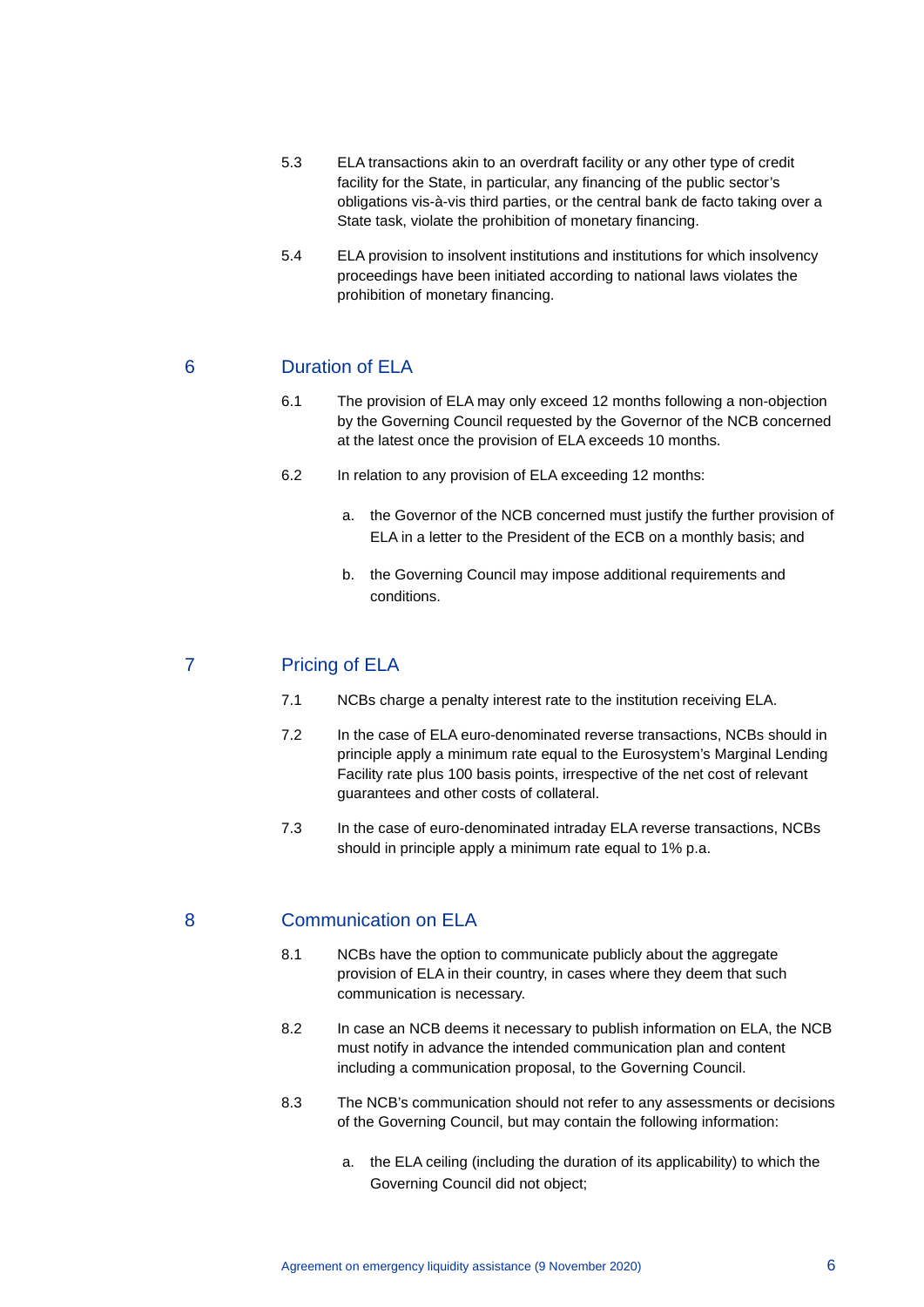5.3 ELA transactions akin to an overdraft facility or any other type of credit facility for the State, in particular, any financing of the public sector's obligations vis-à-vis third parties, or the central bank de facto taking over a State task, violate the prohibition of monetary financing.

5.4 ELA provision to insolvent institutions and institutions for which insolvency proceedings have been initiated according to national laws violates the prohibition of monetary financing.

## 6 Duration of ELA

6.1 The provision of ELA may only exceed 12 months following a non-objection by the Governing Council requested by the Governor of the NCB concerned at the latest once the provision of ELA exceeds 10 months.

6.2 In relation to any provision of ELA exceeding 12 months:

a. the Governor of the NCB concerned must justify the further provision of ELA in a letter to the President of the ECB on a monthly basis; and

b. the Governing Council may impose additional requirements and conditions.

## 7 Pricing of ELA

7.1 NCBs charge a penalty interest rate to the institution receiving ELA.

7.2 In the case of ELA euro-denominated reverse transactions, NCBs should in principle apply a minimum rate equal to the Eurosystem's Marginal Lending Facility rate plus 100 basis points, irrespective of the net cost of relevant guarantees and other costs of collateral.

7.3 In the case of euro-denominated intraday ELA reverse transactions, NCBs should in principle apply a minimum rate equal to 1% p.a.

## 8 Communication on ELA

8.1 NCBs have the option to communicate publicly about the aggregate provision of ELA in their country, in cases where they deem that such communication is necessary.

8.2 In case an NCB deems it necessary to publish information on ELA, the NCB must notify in advance the intended communication plan and content including a communication proposal, to the Governing Council.

8.3 The NCB's communication should not refer to any assessments or decisions of the Governing Council, but may contain the following information:

a. the ELA ceiling (including the duration of its applicability) to which the Governing Council did not object;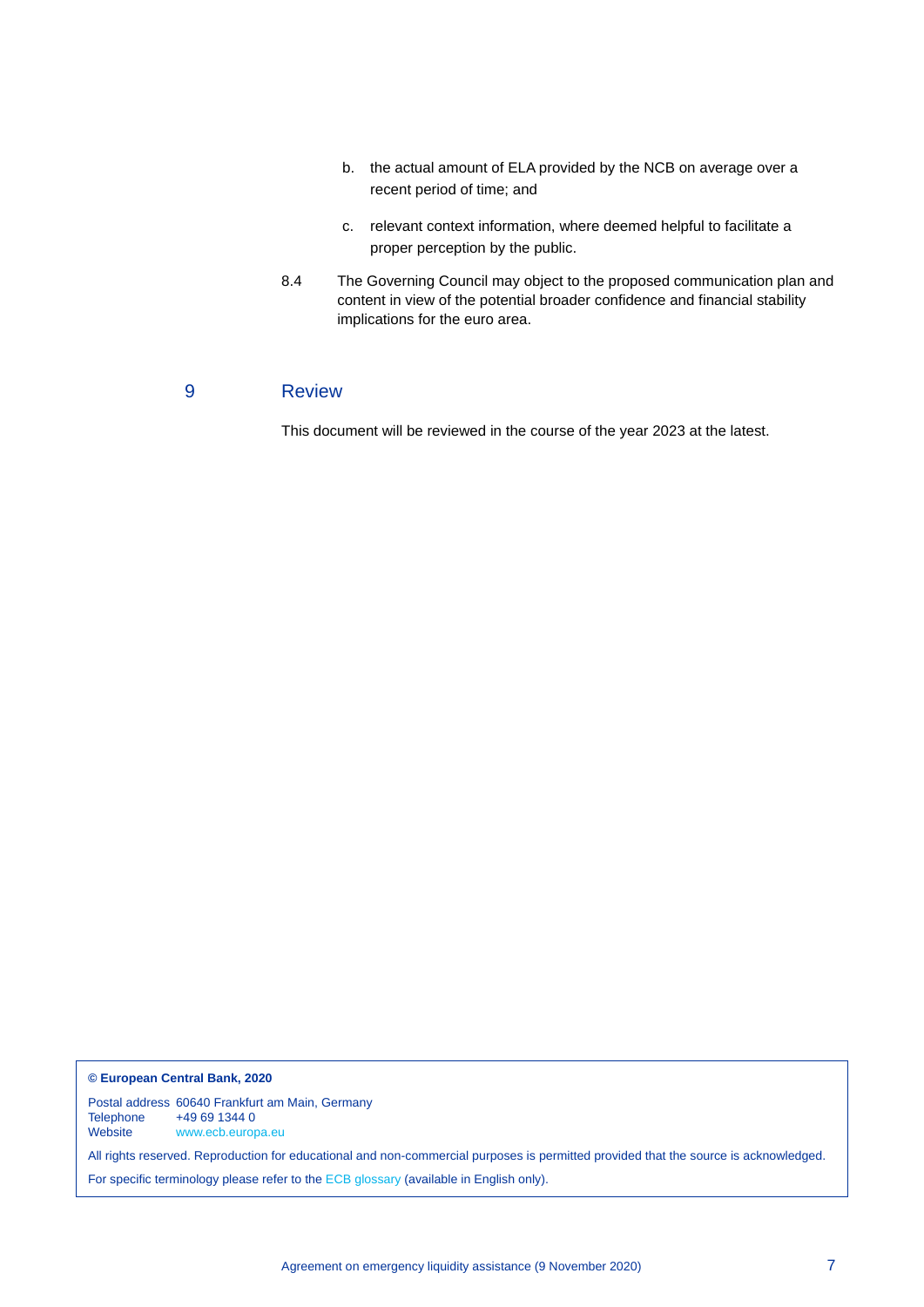b. the actual amount of ELA provided by the NCB on average over a recent period of time; and

c. relevant context information, where deemed helpful to facilitate a proper perception by the public.

8.4 The Governing Council may object to the proposed communication plan and content in view of the potential broader confidence and financial stability implications for the euro area.

## 9 Review

This document will be reviewed in the course of the year 2023 at the latest.

**© European Central Bank, 2020**

Postal address 60640 Frankfurt am Main, Germany
Telephone +49 69 1344 0
Website www.ecb.europa.eu

All rights reserved. Reproduction for educational and non-commercial purposes is permitted provided that the source is acknowledged.

For specific terminology please refer to the ECB glossary (available in English only).